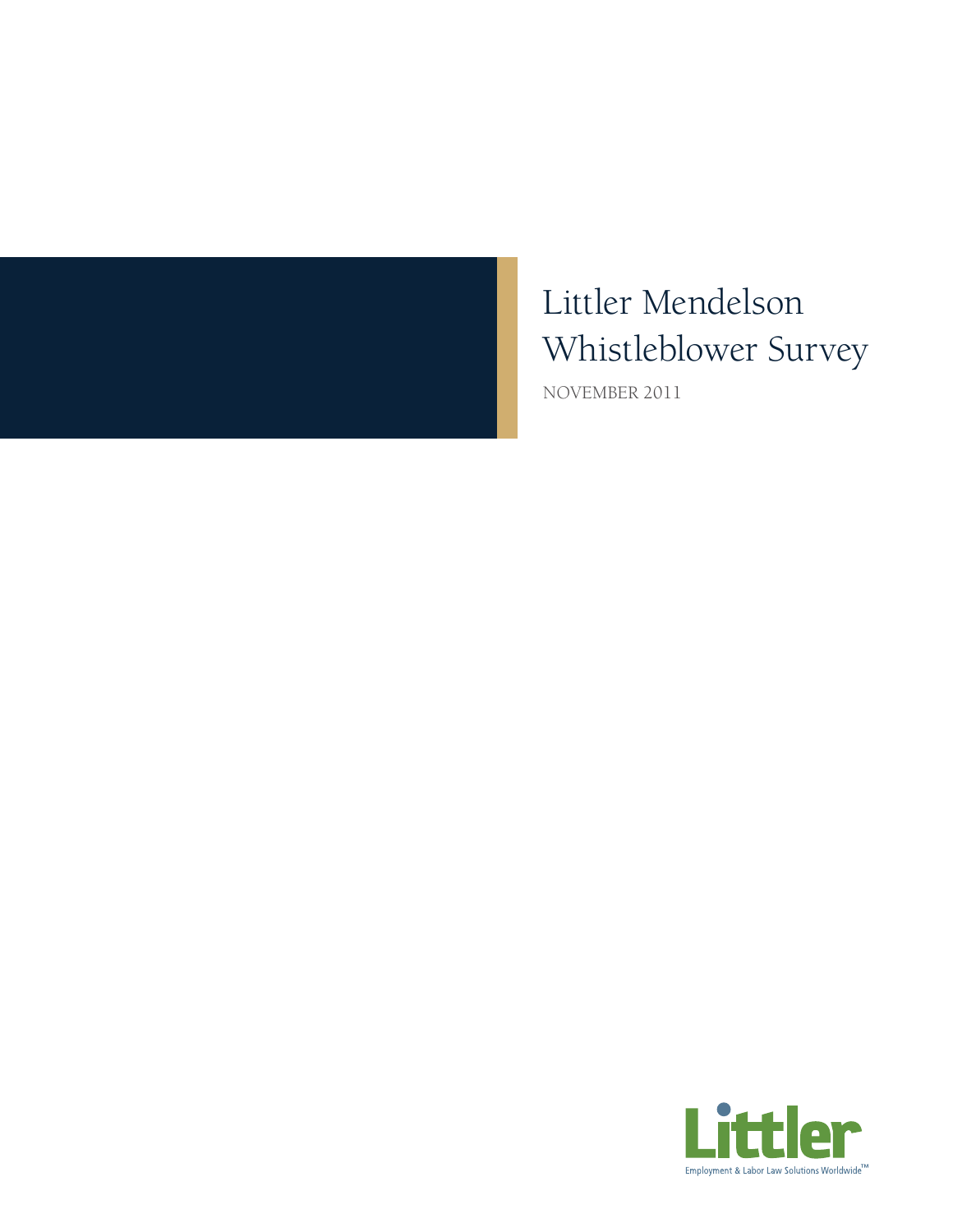# Littler Mendelson Whistleblower Survey

NOVEMBER 2011

Littler

Employment & Labor Law Solutions Worldwide™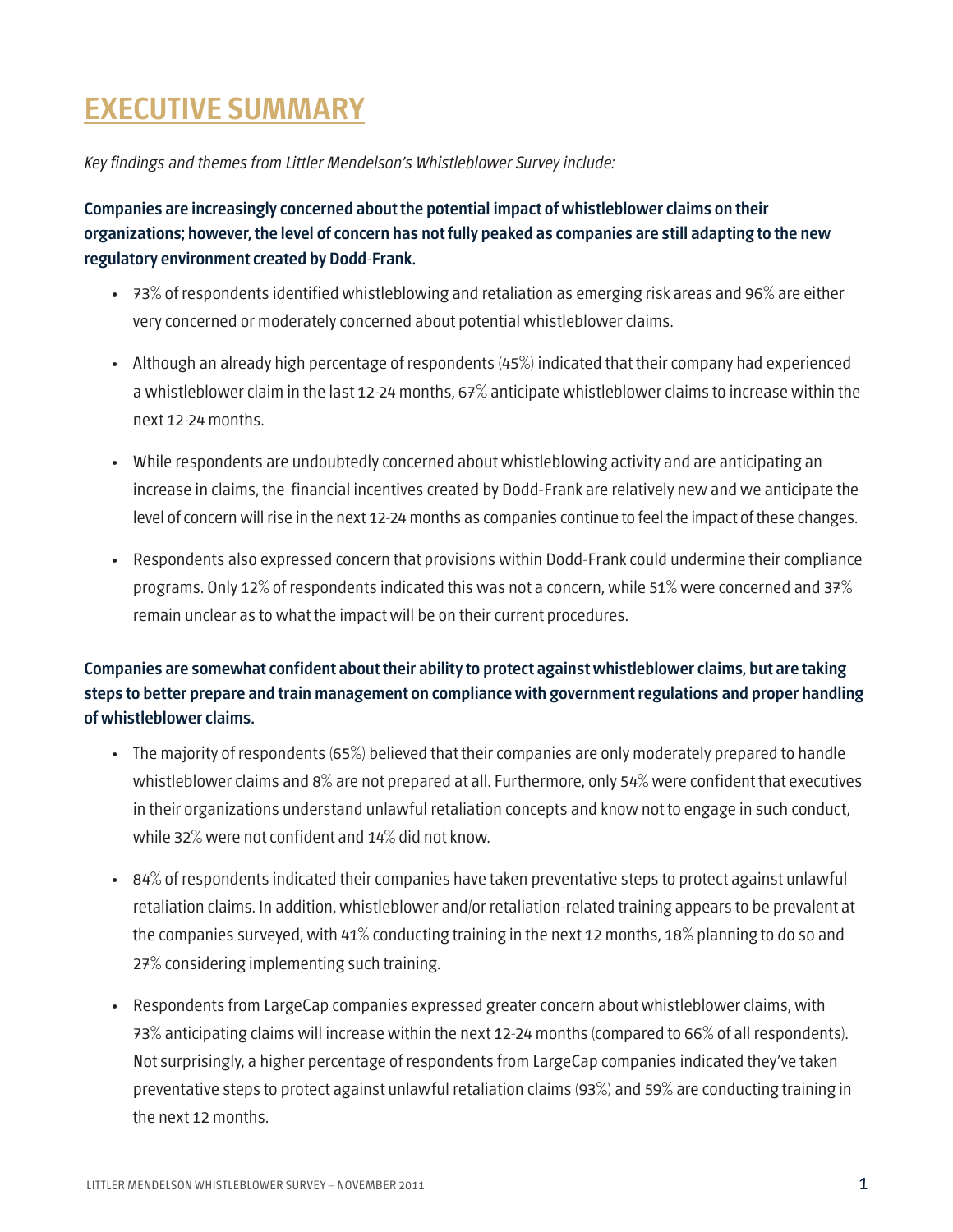# EXECUTIVE SUMMARY

*Key findings and themes from Littler Mendelson's Whistleblower Survey include:*

**Companies are increasingly concerned about the potential impact of whistleblower claims on their organizations; however, the level of concern has not fully peaked as companies are still adapting to the new regulatory environment created by Dodd-Frank.**

- 73% of respondents identified whistleblowing and retaliation as emerging risk areas and 96% are either very concerned or moderately concerned about potential whistleblower claims.
- Although an already high percentage of respondents (45%) indicated that their company had experienced a whistleblower claim in the last 12-24 months, 67% anticipate whistleblower claims to increase within the next 12-24 months.
- While respondents are undoubtedly concerned about whistleblowing activity and are anticipating an increase in claims, the financial incentives created by Dodd-Frank are relatively new and we anticipate the level of concern will rise in the next 12-24 months as companies continue to feel the impact of these changes.
- Respondents also expressed concern that provisions within Dodd-Frank could undermine their compliance programs. Only 12% of respondents indicated this was not a concern, while 51% were concerned and 37% remain unclear as to what the impact will be on their current procedures.

**Companies are somewhat confident about their ability to protect against whistleblower claims, but are taking steps to better prepare and train management on compliance with government regulations and proper handling of whistleblower claims.**

- The majority of respondents (65%) believed that their companies are only moderately prepared to handle whistleblower claims and 8% are not prepared at all. Furthermore, only 54% were confident that executives in their organizations understand unlawful retaliation concepts and know not to engage in such conduct, while 32% were not confident and 14% did not know.
- 84% of respondents indicated their companies have taken preventative steps to protect against unlawful retaliation claims. In addition, whistleblower and/or retaliation-related training appears to be prevalent at the companies surveyed, with 41% conducting training in the next 12 months, 18% planning to do so and 27% considering implementing such training.
- Respondents from LargeCap companies expressed greater concern about whistleblower claims, with 73% anticipating claims will increase within the next 12-24 months (compared to 66% of all respondents). Not surprisingly, a higher percentage of respondents from LargeCap companies indicated they've taken preventative steps to protect against unlawful retaliation claims (93%) and 59% are conducting training in the next 12 months.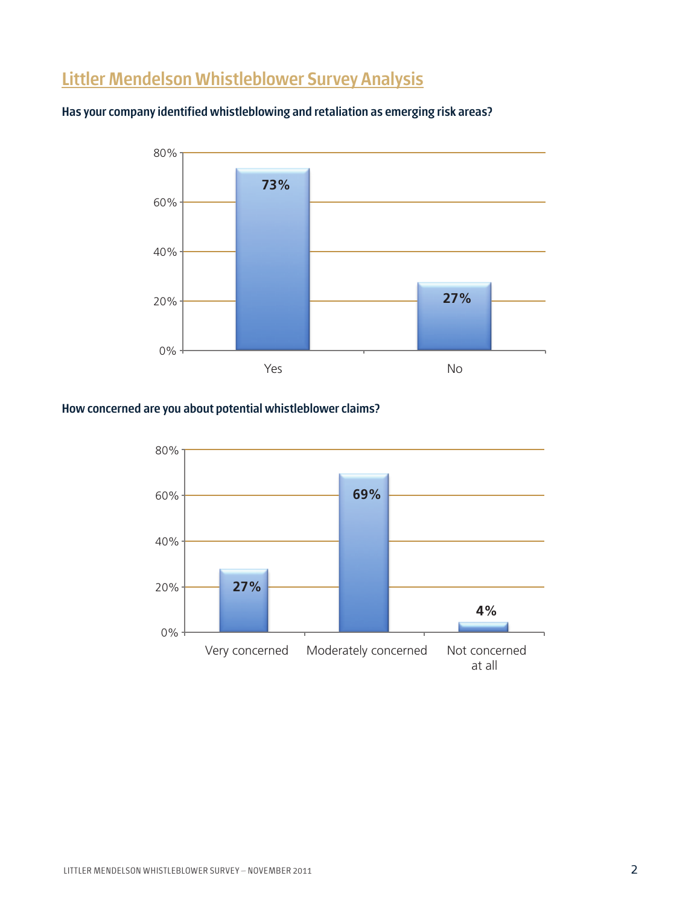## Littler Mendelson Whistleblower Survey Analysis

**Has your company identified whistleblowing and retaliation as emerging risk areas?**

80%
60%
40%
20%
0%

73%
27%

Yes
No

**How concerned are you about potential whistleblower claims?**

80%
60%
40%
20%
0%

27%
69%
4%

Very concerned
Moderately concerned
Not concerned at all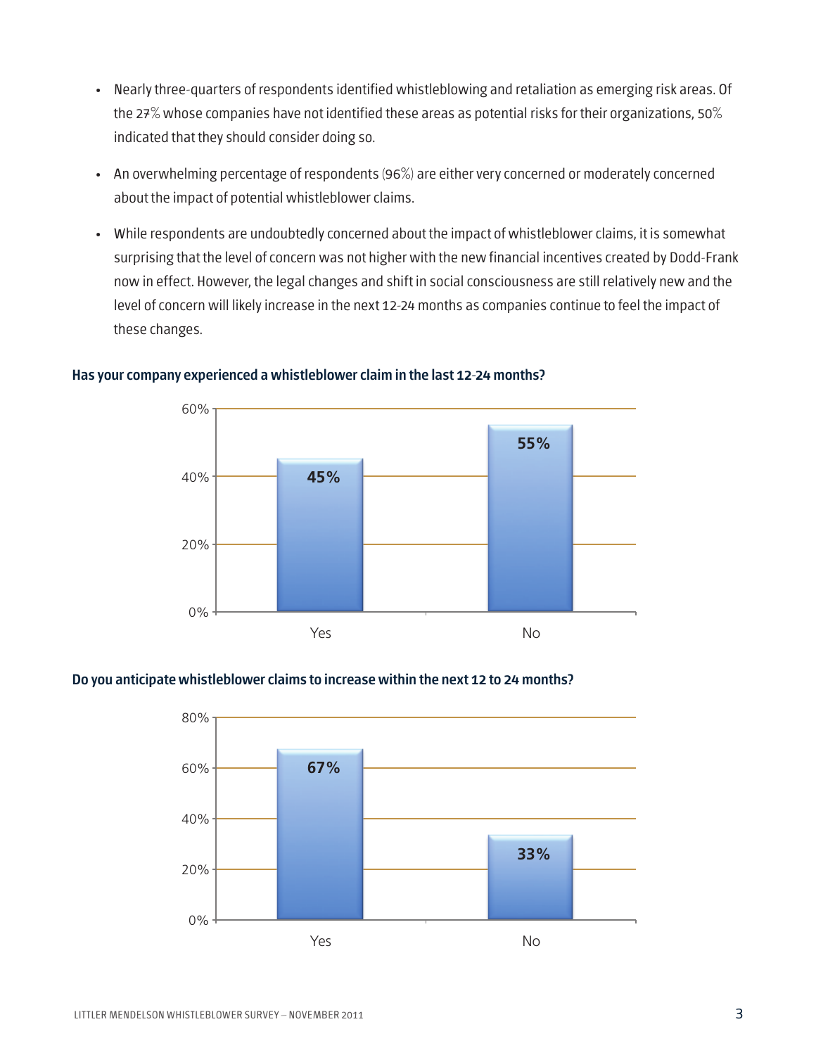- Nearly three-quarters of respondents identified whistleblowing and retaliation as emerging risk areas. Of the 27% whose companies have not identified these areas as potential risks for their organizations, 50% indicated that they should consider doing so.
- An overwhelming percentage of respondents (96%) are either very concerned or moderately concerned about the impact of potential whistleblower claims.
- While respondents are undoubtedly concerned about the impact of whistleblower claims, it is somewhat surprising that the level of concern was not higher with the new financial incentives created by Dodd-Frank now in effect. However, the legal changes and shift in social consciousness are still relatively new and the level of concern will likely increase in the next 12-24 months as companies continue to feel the impact of these changes.

**Has your company experienced a whistleblower claim in the last 12-24 months?**

60%
40%
20%
0%

45%
55%

Yes
No

**Do you anticipate whistleblower claims to increase within the next 12 to 24 months?**

80%
60%
40%
20%
0%

67%
33%

Yes
No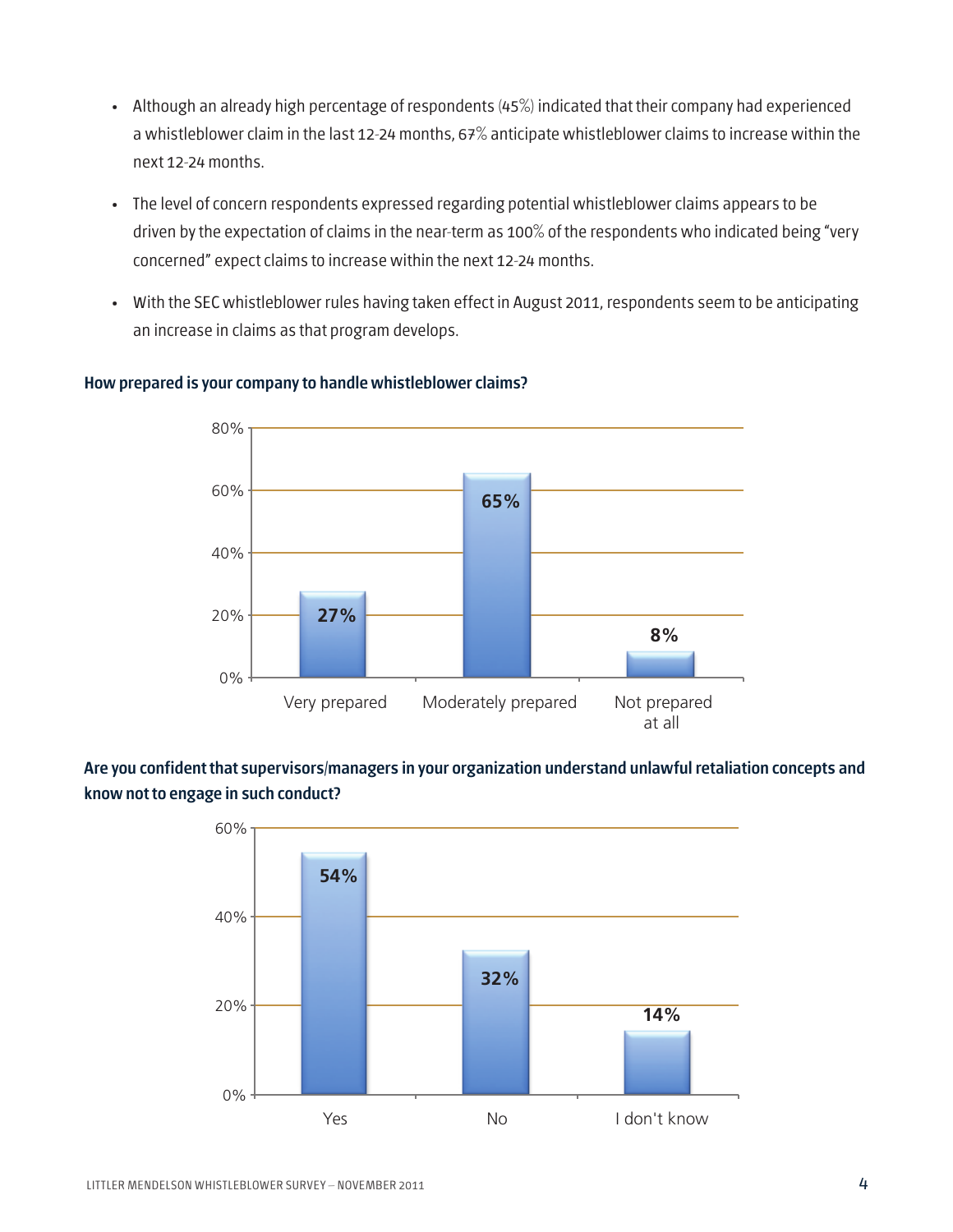- Although an already high percentage of respondents (45%) indicated that their company had experienced a whistleblower claim in the last 12-24 months, 67% anticipate whistleblower claims to increase within the next 12-24 months.
- The level of concern respondents expressed regarding potential whistleblower claims appears to be driven by the expectation of claims in the near-term as 100% of the respondents who indicated being "very concerned" expect claims to increase within the next 12-24 months.
- With the SEC whistleblower rules having taken effect in August 2011, respondents seem to be anticipating an increase in claims as that program develops.

**How prepared is your company to handle whistleblower claims?**

80%
60%
40%
20%
0%

Very prepared 27%
Moderately prepared 65%
Not prepared at all 8%

**Are you confident that supervisors/managers in your organization understand unlawful retaliation concepts and know not to engage in such conduct?**

60%
40%
20%
0%

Yes 54%
No 32%
I don't know 14%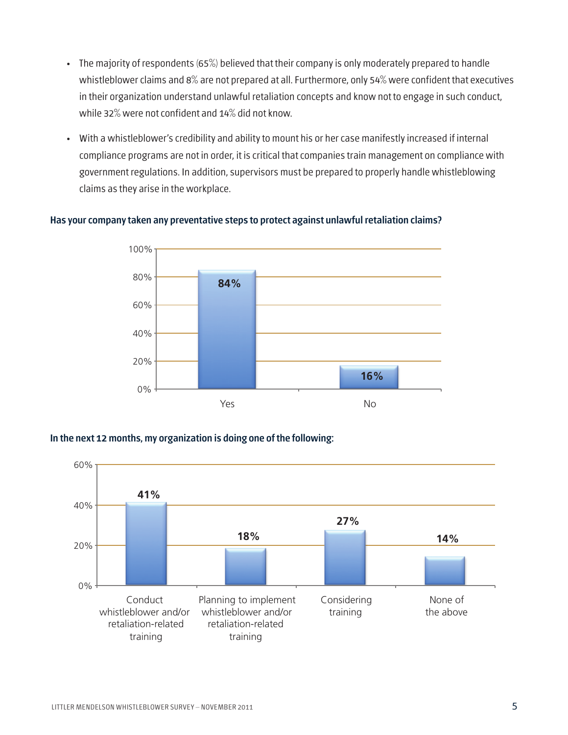- The majority of respondents (65%) believed that their company is only moderately prepared to handle whistleblower claims and 8% are not prepared at all. Furthermore, only 54% were confident that executives in their organization understand unlawful retaliation concepts and know not to engage in such conduct, while 32% were not confident and 14% did not know.
- With a whistleblower's credibility and ability to mount his or her case manifestly increased if internal compliance programs are not in order, it is critical that companies train management on compliance with government regulations. In addition, supervisors must be prepared to properly handle whistleblowing claims as they arise in the workplace.

**Has your company taken any preventative steps to protect against unlawful retaliation claims?**

100%
80%
60%
40%
20%
0%

84%
Yes

16%
No

**In the next 12 months, my organization is doing one of the following:**

60%
40%
20%
0%

41%
Conduct whistleblower and/or retaliation-related training

18%
Planning to implement whistleblower and/or retaliation-related training

27%
Considering training

14%
None of the above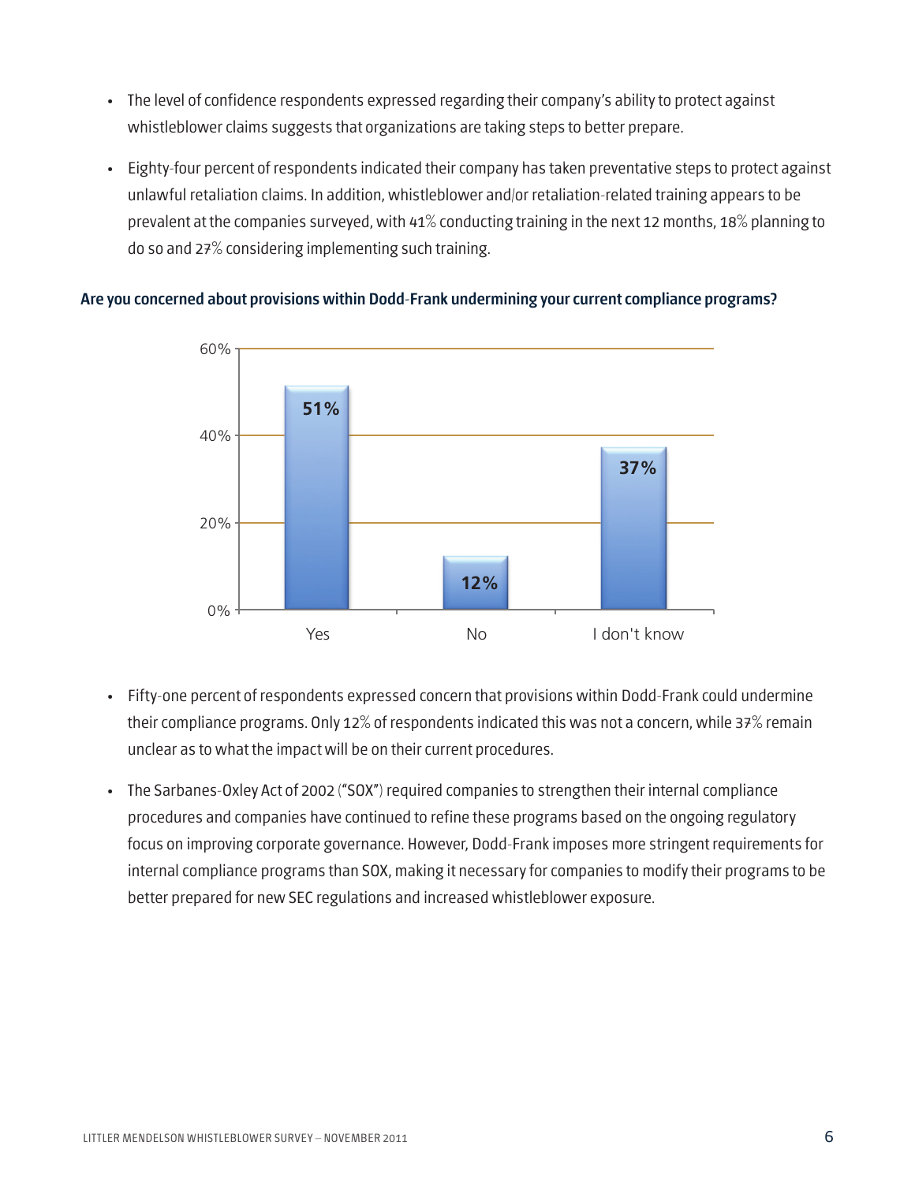- The level of confidence respondents expressed regarding their company's ability to protect against whistleblower claims suggests that organizations are taking steps to better prepare.
- Eighty-four percent of respondents indicated their company has taken preventative steps to protect against unlawful retaliation claims. In addition, whistleblower and/or retaliation-related training appears to be prevalent at the companies surveyed, with 41% conducting training in the next 12 months, 18% planning to do so and 27% considering implementing such training.

**Are you concerned about provisions within Dodd-Frank undermining your current compliance programs?**

60%
40%
20%
0%

51%
12%
37%

Yes
No
I don't know

- Fifty-one percent of respondents expressed concern that provisions within Dodd-Frank could undermine their compliance programs. Only 12% of respondents indicated this was not a concern, while 37% remain unclear as to what the impact will be on their current procedures.
- The Sarbanes-Oxley Act of 2002 ("SOX") required companies to strengthen their internal compliance procedures and companies have continued to refine these programs based on the ongoing regulatory focus on improving corporate governance. However, Dodd-Frank imposes more stringent requirements for internal compliance programs than SOX, making it necessary for companies to modify their programs to be better prepared for new SEC regulations and increased whistleblower exposure.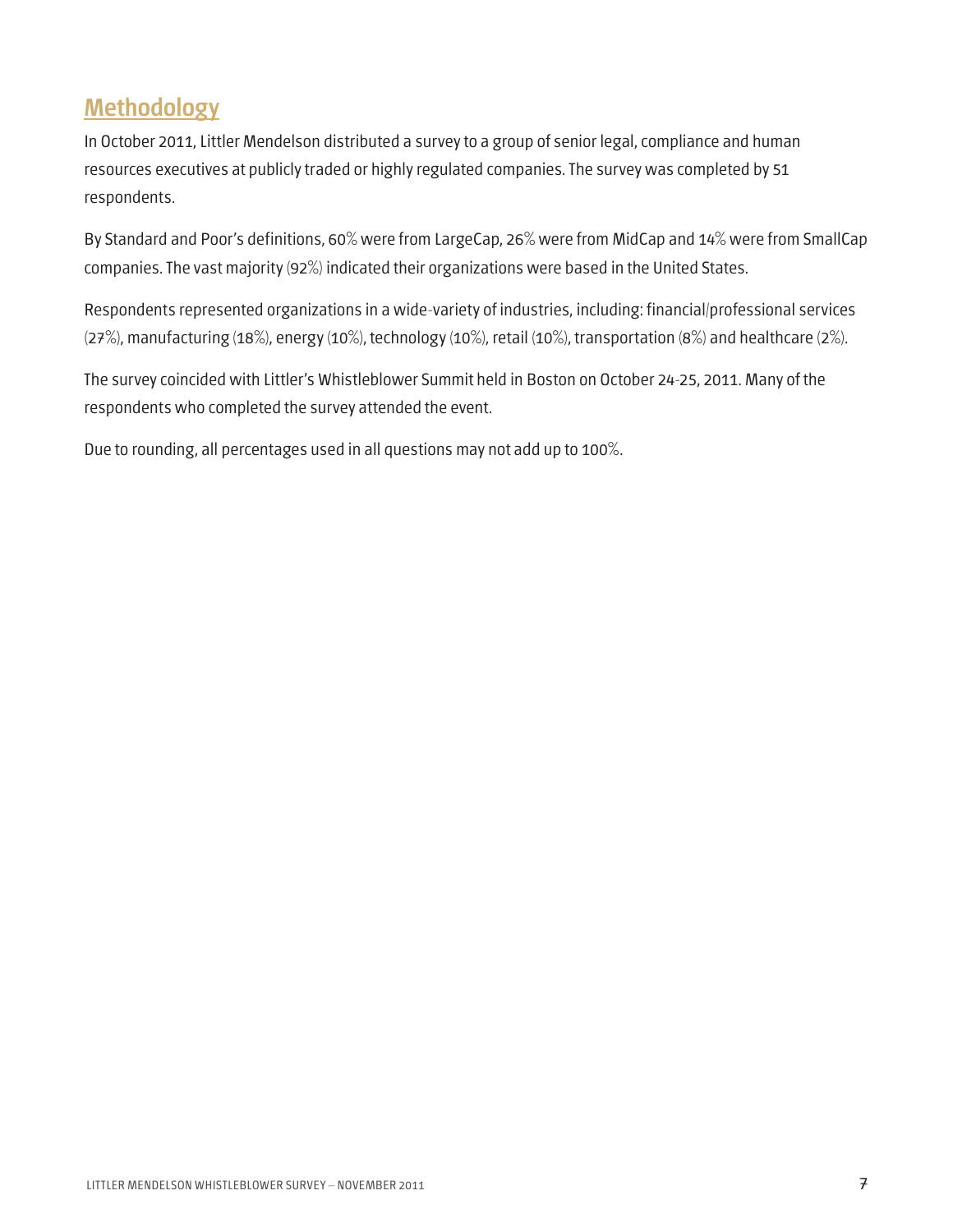## Methodology

In October 2011, Littler Mendelson distributed a survey to a group of senior legal, compliance and human resources executives at publicly traded or highly regulated companies. The survey was completed by 51 respondents.

By Standard and Poor's definitions, 60% were from LargeCap, 26% were from MidCap and 14% were from SmallCap companies. The vast majority (92%) indicated their organizations were based in the United States.

Respondents represented organizations in a wide-variety of industries, including: financial/professional services (27%), manufacturing (18%), energy (10%), technology (10%), retail (10%), transportation (8%) and healthcare (2%).

The survey coincided with Littler's Whistleblower Summit held in Boston on October 24-25, 2011. Many of the respondents who completed the survey attended the event.

Due to rounding, all percentages used in all questions may not add up to 100%.